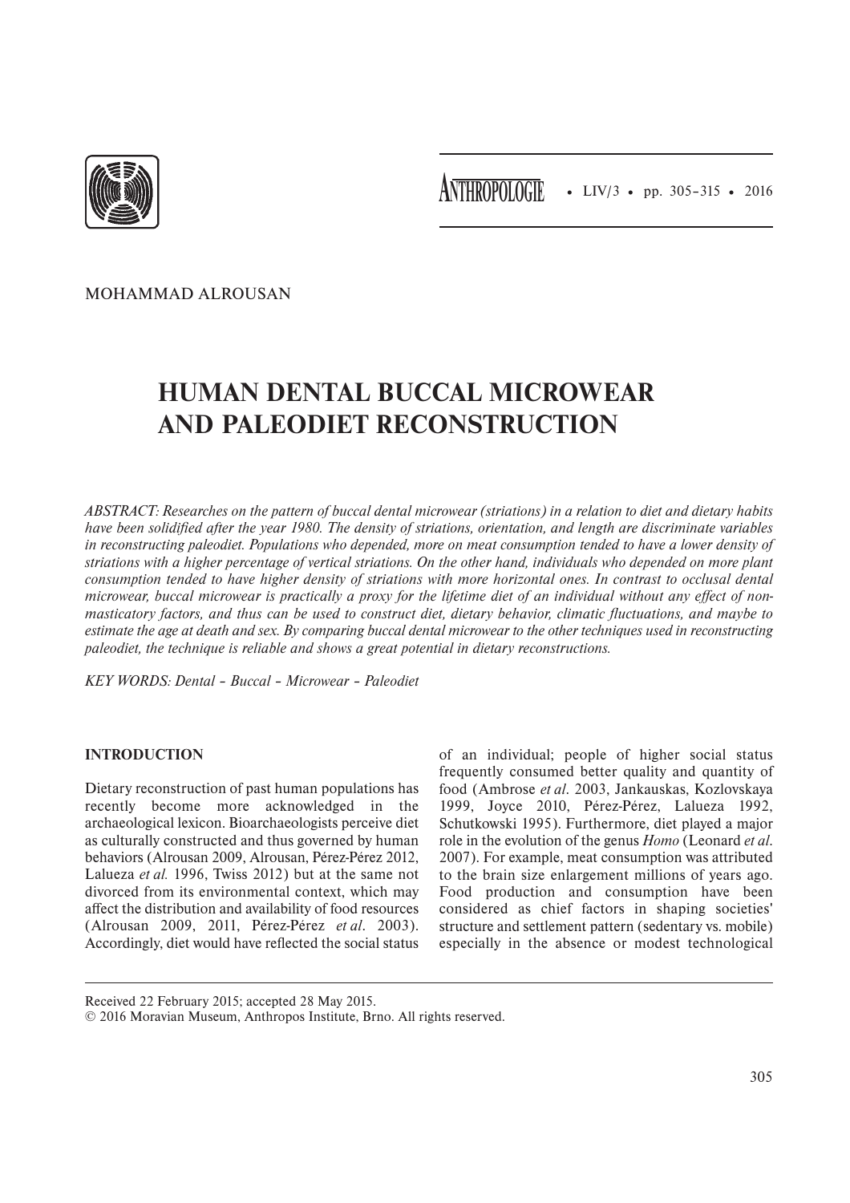MOHAMMAD ALROUSAN

# HUMAN DENTAL BUCCAL MICROWEAR AND PALEODIET RECONSTRUCTION

*ABSTRACT: Researches on the pattern of buccal dental microwear (striations) in a relation to diet and dietary habits have been solidified after the year 1980. The density of striations, orientation, and length are discriminate variables in reconstructing paleodiet. Populations who depended, more on meat consumption tended to have a lower density of striations with a higher percentage of vertical striations. On the other hand, individuals who depended on more plant consumption tended to have higher density of striations with more horizontal ones. In contrast to occlusal dental microwear, buccal microwear is practically a proxy for the lifetime diet of an individual without any effect of non-masticatory factors, and thus can be used to construct diet, dietary behavior, climatic fluctuations, and maybe to estimate the age at death and sex. By comparing buccal dental microwear to the other techniques used in reconstructing paleodiet, the technique is reliable and shows a great potential in dietary reconstructions.*

*KEY WORDS: Dental – Buccal – Microwear – Paleodiet*

## INTRODUCTION

Dietary reconstruction of past human populations has recently become more acknowledged in the archaeological lexicon. Bioarchaeologists perceive diet as culturally constructed and thus governed by human behaviors (Alrousan 2009, Alrousan, Pérez-Pérez 2012, Lalueza *et al.* 1996, Twiss 2012) but at the same not divorced from its environmental context, which may affect the distribution and availability of food resources (Alrousan 2009, 2011, Pérez-Pérez *et al*. 2003). Accordingly, diet would have reflected the social status of an individual; people of higher social status frequently consumed better quality and quantity of food (Ambrose *et al*. 2003, Jankauskas, Kozlovskaya 1999, Joyce 2010, Pérez-Pérez, Lalueza 1992, Schutkowski 1995). Furthermore, diet played a major role in the evolution of the genus *Homo* (Leonard *et al*. 2007). For example, meat consumption was attributed to the brain size enlargement millions of years ago. Food production and consumption have been considered as chief factors in shaping societies' structure and settlement pattern (sedentary vs. mobile) especially in the absence or modest technological

Received 22 February 2015; accepted 28 May 2015.

© 2016 Moravian Museum, Anthropos Institute, Brno. All rights reserved.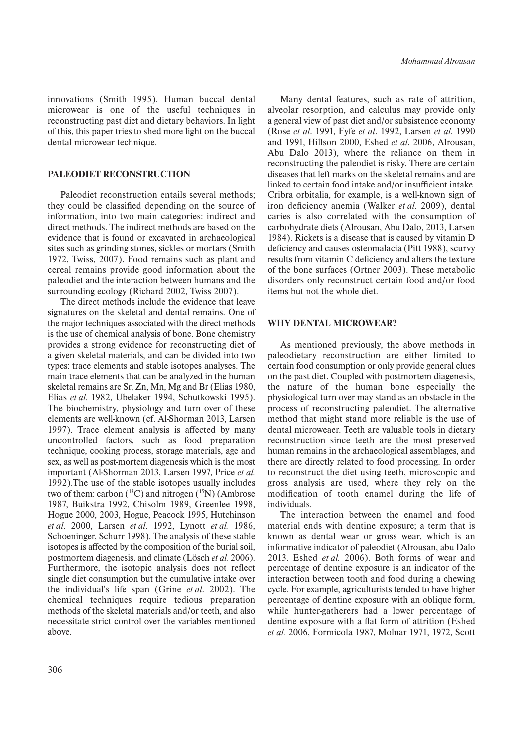innovations (Smith 1995). Human buccal dental microwear is one of the useful techniques in reconstructing past diet and dietary behaviors. In light of this, this paper tries to shed more light on the buccal dental microwear technique.

## PALEODIET RECONSTRUCTION

Paleodiet reconstruction entails several methods; they could be classified depending on the source of information, into two main categories: indirect and direct methods. The indirect methods are based on the evidence that is found or excavated in archaeological sites such as grinding stones, sickles or mortars (Smith 1972, Twiss, 2007). Food remains such as plant and cereal remains provide good information about the paleodiet and the interaction between humans and the surrounding ecology (Richard 2002, Twiss 2007).

The direct methods include the evidence that leave signatures on the skeletal and dental remains. One of the major techniques associated with the direct methods is the use of chemical analysis of bone. Bone chemistry provides a strong evidence for reconstructing diet of a given skeletal materials, and can be divided into two types: trace elements and stable isotopes analyses. The main trace elements that can be analyzed in the human skeletal remains are Sr, Zn, Mn, Mg and Br (Elias 1980, Elias *et al.* 1982, Ubelaker 1994, Schutkowski 1995). The biochemistry, physiology and turn over of these elements are well-known (cf. Al-Shorman 2013, Larsen 1997). Trace element analysis is affected by many uncontrolled factors, such as food preparation technique, cooking process, storage materials, age and sex, as well as post-mortem diagenesis which is the most important (Al-Shorman 2013, Larsen 1997, Price *et al.* 1992).The use of the stable isotopes usually includes two of them: carbon ($^{13}C$) and nitrogen ($^{15}N$) (Ambrose 1987, Buikstra 1992, Chisolm 1989, Greenlee 1998, Hogue 2000, 2003, Hogue, Peacock 1995, Hutchinson *et al*. 2000, Larsen *et al*. 1992, Lynott *et al.* 1986, Schoeninger, Schurr 1998). The analysis of these stable isotopes is affected by the composition of the burial soil, postmortem diagenesis, and climate (Lösch *et al.* 2006). Furthermore, the isotopic analysis does not reflect single diet consumption but the cumulative intake over the individual's life span (Grine *et al*. 2002). The chemical techniques require tedious preparation methods of the skeletal materials and/or teeth, and also necessitate strict control over the variables mentioned above.

Many dental features, such as rate of attrition, alveolar resorption, and calculus may provide only a general view of past diet and/or subsistence economy (Rose *et al*. 1991, Fyfe *et al*. 1992, Larsen *et al*. 1990 and 1991, Hillson 2000, Eshed *et al*. 2006, Alrousan, Abu Dalo 2013), where the reliance on them in reconstructing the paleodiet is risky. There are certain diseases that left marks on the skeletal remains and are linked to certain food intake and/or insufficient intake. Cribra orbitalia, for example, is a well-known sign of iron deficiency anemia (Walker *et al*. 2009), dental caries is also correlated with the consumption of carbohydrate diets (Alrousan, Abu Dalo, 2013, Larsen 1984). Rickets is a disease that is caused by vitamin D deficiency and causes osteomalacia (Pitt 1988), scurvy results from vitamin C deficiency and alters the texture of the bone surfaces (Ortner 2003). These metabolic disorders only reconstruct certain food and/or food items but not the whole diet.

## WHY DENTAL MICROWEAR?

As mentioned previously, the above methods in paleodietary reconstruction are either limited to certain food consumption or only provide general clues on the past diet. Coupled with postmortem diagenesis, the nature of the human bone especially the physiological turn over may stand as an obstacle in the process of reconstructing paleodiet. The alternative method that might stand more reliable is the use of dental microweaer. Teeth are valuable tools in dietary reconstruction since teeth are the most preserved human remains in the archaeological assemblages, and there are directly related to food processing. In order to reconstruct the diet using teeth, microscopic and gross analysis are used, where they rely on the modification of tooth enamel during the life of individuals.

The interaction between the enamel and food material ends with dentine exposure; a term that is known as dental wear or gross wear, which is an informative indicator of paleodiet (Alrousan, abu Dalo 2013, Eshed *et al.* 2006). Both forms of wear and percentage of dentine exposure is an indicator of the interaction between tooth and food during a chewing cycle. For example, agriculturists tended to have higher percentage of dentine exposure with an oblique form, while hunter-gatherers had a lower percentage of dentine exposure with a flat form of attrition (Eshed *et al.* 2006, Formicola 1987, Molnar 1971, 1972, Scott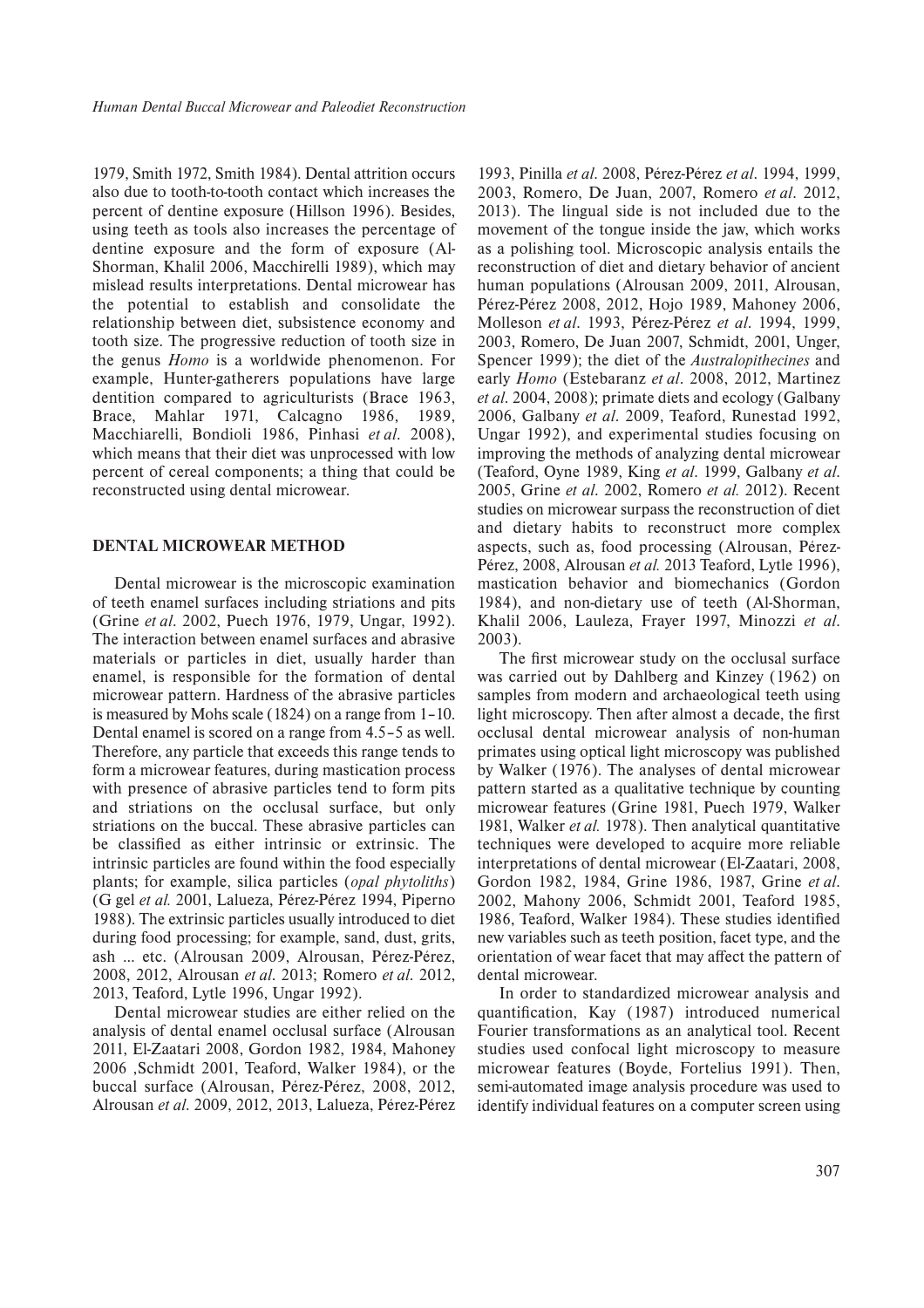1979, Smith 1972, Smith 1984). Dental attrition occurs also due to tooth-to-tooth contact which increases the percent of dentine exposure (Hillson 1996). Besides, using teeth as tools also increases the percentage of dentine exposure and the form of exposure (Al-Shorman, Khalil 2006, Macchirelli 1989), which may mislead results interpretations. Dental microwear has the potential to establish and consolidate the relationship between diet, subsistence economy and tooth size. The progressive reduction of tooth size in the genus *Homo* is a worldwide phenomenon. For example, Hunter-gatherers populations have large dentition compared to agriculturists (Brace 1963, Brace, Mahlar 1971, Calcagno 1986, 1989, Macchiarelli, Bondioli 1986, Pinhasi *et al*. 2008), which means that their diet was unprocessed with low percent of cereal components; a thing that could be reconstructed using dental microwear.

## DENTAL MICROWEAR METHOD

Dental microwear is the microscopic examination of teeth enamel surfaces including striations and pits (Grine *et al*. 2002, Puech 1976, 1979, Ungar, 1992). The interaction between enamel surfaces and abrasive materials or particles in diet, usually harder than enamel, is responsible for the formation of dental microwear pattern. Hardness of the abrasive particles is measured by Mohs scale (1824) on a range from 1–10. Dental enamel is scored on a range from 4.5–5 as well. Therefore, any particle that exceeds this range tends to form a microwear features, during mastication process with presence of abrasive particles tend to form pits and striations on the occlusal surface, but only striations on the buccal. These abrasive particles can be classified as either intrinsic or extrinsic. The intrinsic particles are found within the food especially plants; for example, silica particles (*opal phytoliths*) (G gel *et al.* 2001, Lalueza, Pérez-Pérez 1994, Piperno 1988). The extrinsic particles usually introduced to diet during food processing; for example, sand, dust, grits, ash ... etc. (Alrousan 2009, Alrousan, Pérez-Pérez, 2008, 2012, Alrousan *et al*. 2013; Romero *et al*. 2012, 2013, Teaford, Lytle 1996, Ungar 1992).

Dental microwear studies are either relied on the analysis of dental enamel occlusal surface (Alrousan 2011, El-Zaatari 2008, Gordon 1982, 1984, Mahoney 2006 ,Schmidt 2001, Teaford, Walker 1984), or the buccal surface (Alrousan, Pérez-Pérez, 2008, 2012, Alrousan *et al*. 2009, 2012, 2013, Lalueza, Pérez-Pérez 1993, Pinilla *et al*. 2008, Pérez-Pérez *et al*. 1994, 1999, 2003, Romero, De Juan, 2007, Romero *et al*. 2012, 2013). The lingual side is not included due to the movement of the tongue inside the jaw, which works as a polishing tool. Microscopic analysis entails the reconstruction of diet and dietary behavior of ancient human populations (Alrousan 2009, 2011, Alrousan, Pérez-Pérez 2008, 2012, Hojo 1989, Mahoney 2006, Molleson *et al*. 1993, Pérez-Pérez *et al*. 1994, 1999, 2003, Romero, De Juan 2007, Schmidt, 2001, Unger, Spencer 1999); the diet of the *Australopithecines* and early *Homo* (Estebaranz *et al*. 2008, 2012, Martinez *et al.* 2004, 2008); primate diets and ecology (Galbany 2006, Galbany *et al*. 2009, Teaford, Runestad 1992, Ungar 1992), and experimental studies focusing on improving the methods of analyzing dental microwear (Teaford, Oyne 1989, King *et al*. 1999, Galbany *et al.* 2005, Grine *et al*. 2002, Romero *et al.* 2012). Recent studies on microwear surpass the reconstruction of diet and dietary habits to reconstruct more complex aspects, such as, food processing (Alrousan, Pérez-Pérez, 2008, Alrousan *et al.* 2013 Teaford, Lytle 1996), mastication behavior and biomechanics (Gordon 1984), and non-dietary use of teeth (Al-Shorman, Khalil 2006, Lauleza, Frayer 1997, Minozzi *et al*. 2003).

The first microwear study on the occlusal surface was carried out by Dahlberg and Kinzey (1962) on samples from modern and archaeological teeth using light microscopy. Then after almost a decade, the first occlusal dental microwear analysis of non-human primates using optical light microscopy was published by Walker (1976). The analyses of dental microwear pattern started as a qualitative technique by counting microwear features (Grine 1981, Puech 1979, Walker 1981, Walker *et al.* 1978). Then analytical quantitative techniques were developed to acquire more reliable interpretations of dental microwear (El-Zaatari, 2008, Gordon 1982, 1984, Grine 1986, 1987, Grine *et al*. 2002, Mahony 2006, Schmidt 2001, Teaford 1985, 1986, Teaford, Walker 1984). These studies identified new variables such as teeth position, facet type, and the orientation of wear facet that may affect the pattern of dental microwear.

In order to standardized microwear analysis and quantification, Kay (1987) introduced numerical Fourier transformations as an analytical tool. Recent studies used confocal light microscopy to measure microwear features (Boyde, Fortelius 1991). Then, semi-automated image analysis procedure was used to identify individual features on a computer screen using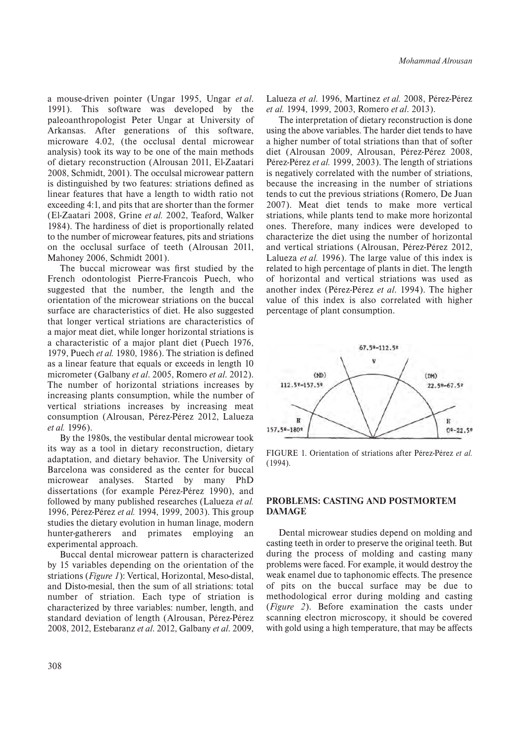a mouse-driven pointer (Ungar 1995, Ungar *et al*. 1991). This software was developed by the paleoanthropologist Peter Ungar at University of Arkansas. After generations of this software, microware 4.02, (the occlusal dental microwear analysis) took its way to be one of the main methods of dietary reconstruction (Alrousan 2011, El-Zaatari 2008, Schmidt, 2001). The occulsal microwear pattern is distinguished by two features: striations defined as linear features that have a length to width ratio not exceeding 4:1, and pits that are shorter than the former (El-Zaatari 2008, Grine *et al.* 2002, Teaford, Walker 1984). The hardiness of diet is proportionally related to the number of microwear features, pits and striations on the occlusal surface of teeth (Alrousan 2011, Mahoney 2006, Schmidt 2001).

The buccal microwear was first studied by the French odontologist Pierre-Francois Puech, who suggested that the number, the length and the orientation of the microwear striations on the buccal surface are characteristics of diet. He also suggested that longer vertical striations are characteristics of a major meat diet, while longer horizontal striations is a characteristic of a major plant diet (Puech 1976, 1979, Puech *et al.* 1980, 1986). The striation is defined as a linear feature that equals or exceeds in length 10 micrometer (Galbany *et al*. 2005, Romero *et al*. 2012). The number of horizontal striations increases by increasing plants consumption, while the number of vertical striations increases by increasing meat consumption (Alrousan, Pérez-Pérez 2012, Lalueza *et al.* 1996).

By the 1980s, the vestibular dental microwear took its way as a tool in dietary reconstruction, dietary adaptation, and dietary behavior. The University of Barcelona was considered as the center for buccal microwear analyses. Started by many PhD dissertations (for example Pérez-Pérez 1990), and followed by many published researches (Lalueza *et al.* 1996, Pérez-Pérez *et al.* 1994, 1999, 2003). This group studies the dietary evolution in human linage, modern hunter-gatherers and primates employing an experimental approach.

Buccal dental microwear pattern is characterized by 15 variables depending on the orientation of the striations (*Figure 1*): Vertical, Horizontal, Meso-distal, and Disto-mesial, then the sum of all striations: total number of striation. Each type of striation is characterized by three variables: number, length, and standard deviation of length (Alrousan, Pérez-Pérez 2008, 2012, Estebaranz *et al*. 2012, Galbany *et al*. 2009, Lalueza *et al*. 1996, Martínez *et al.* 2008, Pérez-Pérez *et al.* 1994, 1999, 2003, Romero *et al*. 2013).

The interpretation of dietary reconstruction is done using the above variables. The harder diet tends to have a higher number of total striations than that of softer diet (Alrousan 2009, Alrousan, Pérez-Pérez 2008, Pérez-Pérez *et al.* 1999, 2003). The length of striations is negatively correlated with the number of striations, because the increasing in the number of striations tends to cut the previous striations (Romero, De Juan 2007). Meat diet tends to make more vertical striations, while plants tend to make more horizontal ones. Therefore, many indices were developed to characterize the diet using the number of horizontal and vertical striations (Alrousan, Pérez-Pérez 2012, Lalueza *et al.* 1996). The large value of this index is related to high percentage of plants in diet. The length of horizontal and vertical striations was used as another index (Pérez-Pérez *et al*. 1994). The higher value of this index is also correlated with higher percentage of plant consumption.

FIGURE 1. Orientation of striations after Pérez-Pérez *et al.* (1994).

## PROBLEMS: CASTING AND POSTMORTEM DAMAGE

Dental microwear studies depend on molding and casting teeth in order to preserve the original teeth. But during the process of molding and casting many problems were faced. For example, it would destroy the weak enamel due to taphonomic effects. The presence of pits on the buccal surface may be due to methodological error during molding and casting (*Figure 2*). Before examination the casts under scanning electron microscopy, it should be covered with gold using a high temperature, that may be affects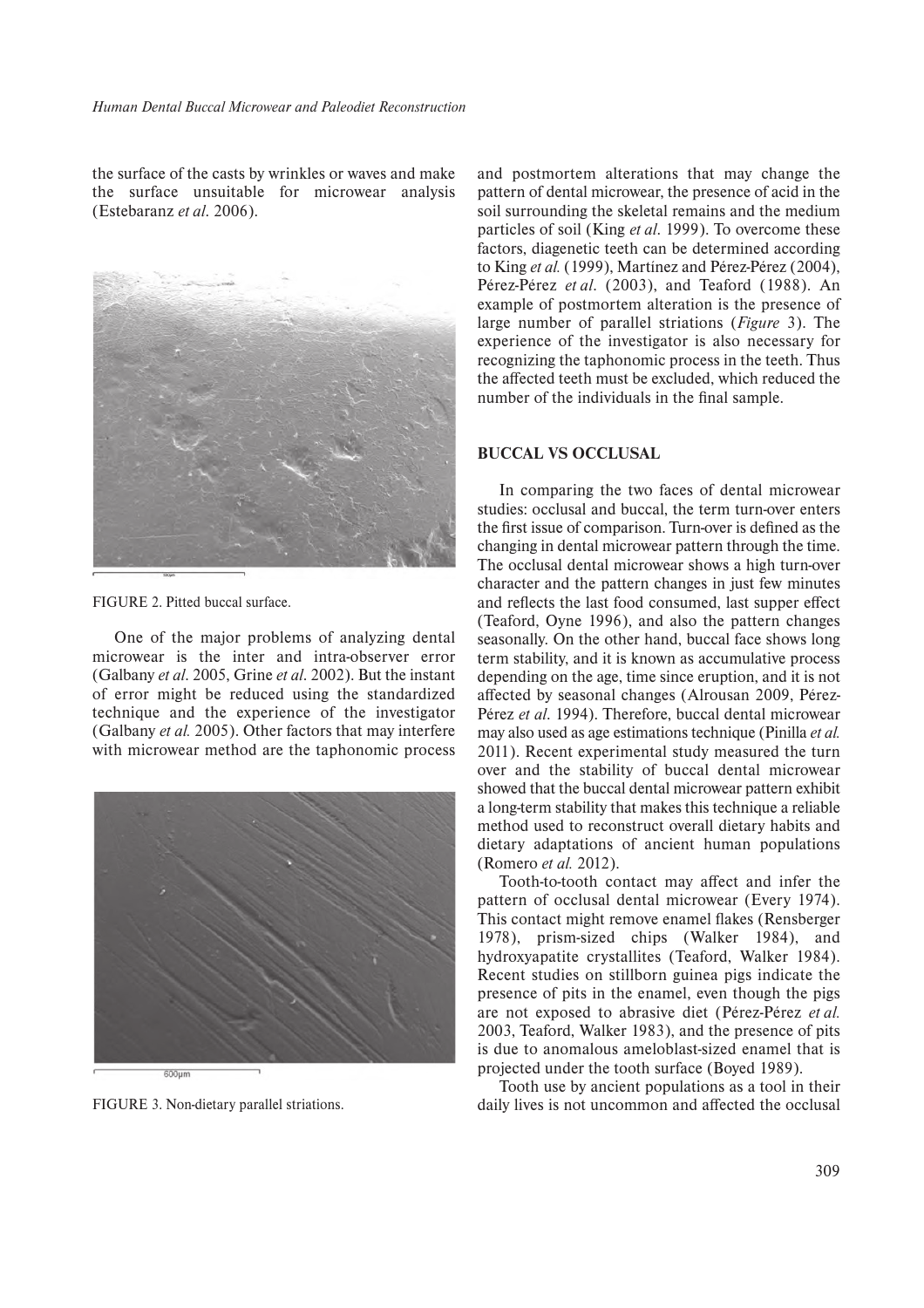the surface of the casts by wrinkles or waves and make the surface unsuitable for microwear analysis (Estebaranz *et al*. 2006).

FIGURE 2. Pitted buccal surface.

One of the major problems of analyzing dental microwear is the inter and intra-observer error (Galbany *et al*. 2005, Grine *et al*. 2002). But the instant of error might be reduced using the standardized technique and the experience of the investigator (Galbany *et al.* 2005). Other factors that may interfere with microwear method are the taphonomic process

FIGURE 3. Non-dietary parallel striations.

and postmortem alterations that may change the pattern of dental microwear, the presence of acid in the soil surrounding the skeletal remains and the medium particles of soil (King *et al*. 1999). To overcome these factors, diagenetic teeth can be determined according to King *et al.* (1999), Martínez and Pérez-Pérez (2004), Pérez-Pérez *et al*. (2003), and Teaford (1988). An example of postmortem alteration is the presence of large number of parallel striations (*Figure* 3). The experience of the investigator is also necessary for recognizing the taphonomic process in the teeth. Thus the affected teeth must be excluded, which reduced the number of the individuals in the final sample.

## BUCCAL VS OCCLUSAL

In comparing the two faces of dental microwear studies: occlusal and buccal, the term turn-over enters the first issue of comparison. Turn-over is defined as the changing in dental microwear pattern through the time. The occlusal dental microwear shows a high turn-over character and the pattern changes in just few minutes and reflects the last food consumed, last supper effect (Teaford, Oyne 1996), and also the pattern changes seasonally. On the other hand, buccal face shows long term stability, and it is known as accumulative process depending on the age, time since eruption, and it is not affected by seasonal changes (Alrousan 2009, Pérez-Pérez *et al*. 1994). Therefore, buccal dental microwear may also used as age estimations technique (Pinilla *et al.* 2011). Recent experimental study measured the turn over and the stability of buccal dental microwear showed that the buccal dental microwear pattern exhibit a long-term stability that makes this technique a reliable method used to reconstruct overall dietary habits and dietary adaptations of ancient human populations (Romero *et al.* 2012).

Tooth-to-tooth contact may affect and infer the pattern of occlusal dental microwear (Every 1974). This contact might remove enamel flakes (Rensberger 1978), prism-sized chips (Walker 1984), and hydroxyapatite crystallites (Teaford, Walker 1984). Recent studies on stillborn guinea pigs indicate the presence of pits in the enamel, even though the pigs are not exposed to abrasive diet (Pérez-Pérez *et al.* 2003, Teaford, Walker 1983), and the presence of pits is due to anomalous ameloblast-sized enamel that is projected under the tooth surface (Boyed 1989).

Tooth use by ancient populations as a tool in their daily lives is not uncommon and affected the occlusal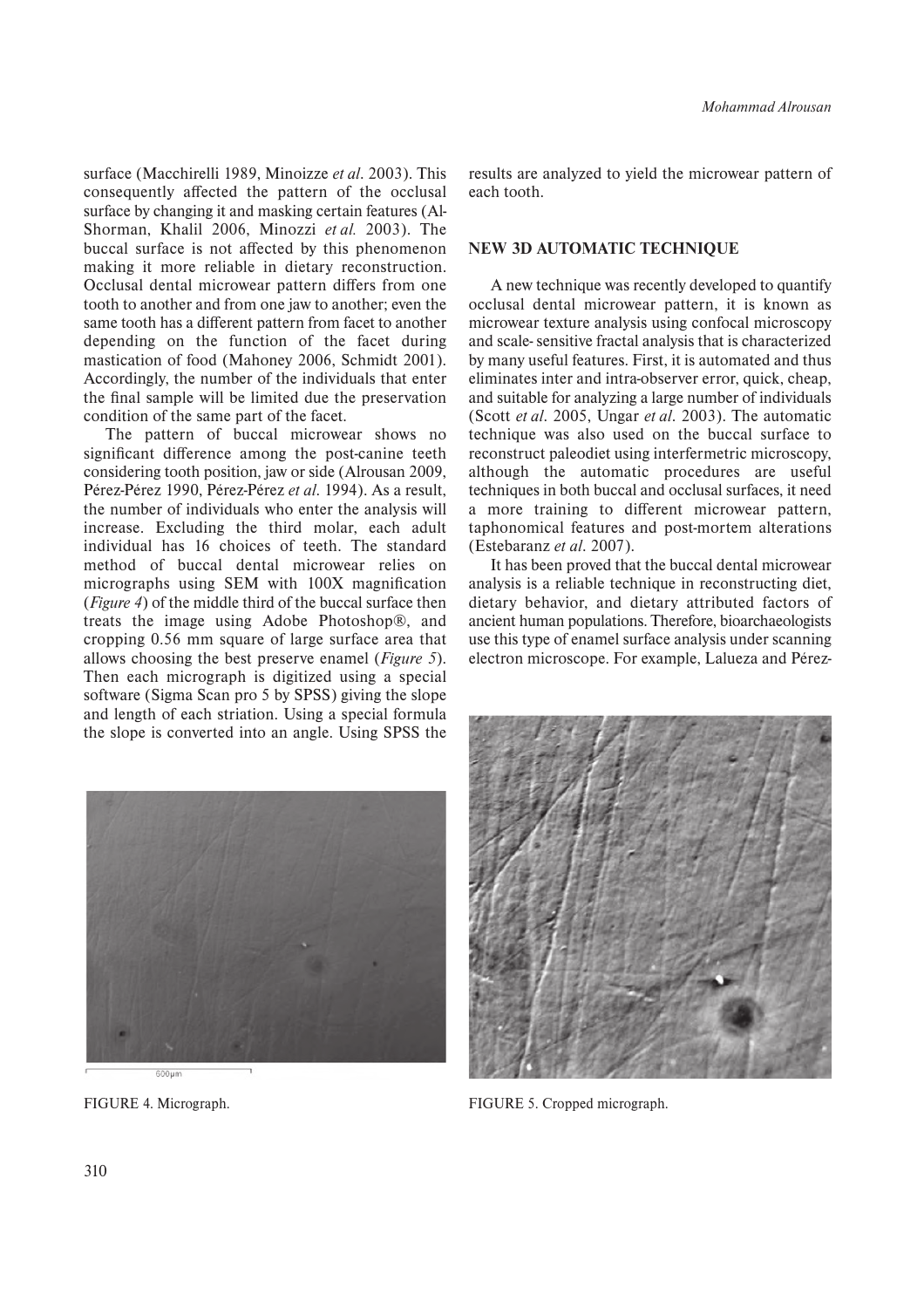surface (Macchirelli 1989, Minoizze *et al*. 2003). This consequently affected the pattern of the occlusal surface by changing it and masking certain features (Al-Shorman, Khalil 2006, Minozzi *et al.* 2003). The buccal surface is not affected by this phenomenon making it more reliable in dietary reconstruction. Occlusal dental microwear pattern differs from one tooth to another and from one jaw to another; even the same tooth has a different pattern from facet to another depending on the function of the facet during mastication of food (Mahoney 2006, Schmidt 2001). Accordingly, the number of the individuals that enter the final sample will be limited due the preservation condition of the same part of the facet.

The pattern of buccal microwear shows no significant difference among the post-canine teeth considering tooth position, jaw or side (Alrousan 2009, Pérez-Pérez 1990, Pérez-Pérez *et al*. 1994). As a result, the number of individuals who enter the analysis will increase. Excluding the third molar, each adult individual has 16 choices of teeth. The standard method of buccal dental microwear relies on micrographs using SEM with 100X magnification (*Figure 4*) of the middle third of the buccal surface then treats the image using Adobe Photoshop®, and cropping 0.56 mm square of large surface area that allows choosing the best preserve enamel (*Figure 5*). Then each micrograph is digitized using a special software (Sigma Scan pro 5 by SPSS) giving the slope and length of each striation. Using a special formula the slope is converted into an angle. Using SPSS the results are analyzed to yield the microwear pattern of each tooth.

## NEW 3D AUTOMATIC TECHNIQUE

A new technique was recently developed to quantify occlusal dental microwear pattern, it is known as microwear texture analysis using confocal microscopy and scale- sensitive fractal analysis that is characterized by many useful features. First, it is automated and thus eliminates inter and intra-observer error, quick, cheap, and suitable for analyzing a large number of individuals (Scott *et al*. 2005, Ungar *et al*. 2003). The automatic technique was also used on the buccal surface to reconstruct paleodiet using interfermetric microscopy, although the automatic procedures are useful techniques in both buccal and occlusal surfaces, it need a more training to different microwear pattern, taphonomical features and post-mortem alterations (Estebaranz *et al*. 2007).

It has been proved that the buccal dental microwear analysis is a reliable technique in reconstructing diet, dietary behavior, and dietary attributed factors of ancient human populations. Therefore, bioarchaeologists use this type of enamel surface analysis under scanning electron microscope. For example, Lalueza and Pérez-

FIGURE 4. Micrograph.

FIGURE 5. Cropped micrograph.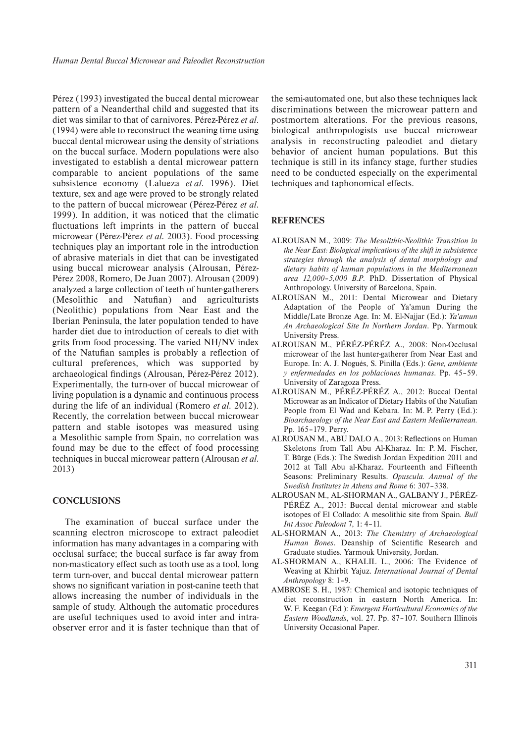Pérez (1993) investigated the buccal dental microwear pattern of a Neanderthal child and suggested that its diet was similar to that of carnivores. Pérez-Pérez *et al.* (1994) were able to reconstruct the weaning time using buccal dental microwear using the density of striations on the buccal surface. Modern populations were also investigated to establish a dental microwear pattern comparable to ancient populations of the same subsistence economy (Lalueza *et al.* 1996). Diet texture, sex and age were proved to be strongly related to the pattern of buccal microwear (Pérez-Pérez *et al.* 1999). In addition, it was noticed that the climatic fluctuations left imprints in the pattern of buccal microwear (Pérez-Pérez *et al.* 2003). Food processing techniques play an important role in the introduction of abrasive materials in diet that can be investigated using buccal microwear analysis (Alrousan, Pérez-Pérez 2008, Romero, De Juan 2007). Alrousan (2009) analyzed a large collection of teeth of hunter-gatherers (Mesolithic and Natufian) and agriculturists (Neolithic) populations from Near East and the Iberian Peninsula, the later population tended to have harder diet due to introduction of cereals to diet with grits from food processing. The varied NH/NV index of the Natufian samples is probably a reflection of cultural preferences, which was supported by archaeological findings (Alrousan, Pérez-Pérez 2012). Experimentally, the turn-over of buccal microwear of living population is a dynamic and continuous process during the life of an individual (Romero *et al.* 2012). Recently, the correlation between buccal microwear pattern and stable isotopes was measured using a Mesolithic sample from Spain, no correlation was found may be due to the effect of food processing techniques in buccal microwear pattern (Alrousan *et al.* 2013)

## CONCLUSIONS

The examination of buccal surface under the scanning electron microscope to extract paleodiet information has many advantages in a comparing with occlusal surface; the buccal surface is far away from non-masticatory effect such as tooth use as a tool, long term turn-over, and buccal dental microwear pattern shows no significant variation in post-canine teeth that allows increasing the number of individuals in the sample of study. Although the automatic procedures are useful techniques used to avoid inter and intra-observer error and it is faster technique than that of the semi-automated one, but also these techniques lack discriminations between the microwear pattern and postmortem alterations. For the previous reasons, biological anthropologists use buccal microwear analysis in reconstructing paleodiet and dietary behavior of ancient human populations. But this technique is still in its infancy stage, further studies need to be conducted especially on the experimental techniques and taphonomical effects.

## REFRENCES

ALROUSAN M., 2009: *The Mesolithic-Neolithic Transition in the Near East: Biological implications of the shift in subsistence strategies through the analysis of dental morphology and dietary habits of human populations in the Mediterranean area 12,000–5,000 B.P.* PhD. Dissertation of Physical Anthropology. University of Barcelona, Spain.

ALROUSAN M., 2011: Dental Microwear and Dietary Adaptation of the People of Ya'amun During the Middle/Late Bronze Age. In: M. El-Najjar (Ed.): *Ya'amun An Archaeological Site In Northern Jordan*. Pp. Yarmouk University Press.

ALROUSAN M., PÉRÉZ-PÉRÉZ A., 2008: Non-Occlusal microwear of the last hunter-gatherer from Near East and Europe. In: A. J. Nogués, S. Pinilla (Eds.): *Gene, ambiente y enfermedades en los poblaciones humanas*. Pp. 45–59. University of Zaragoza Press.

ALROUSAN M., PÉRÉZ-PÉRÉZ A., 2012: Buccal Dental Microwear as an Indicator of Dietary Habits of the Natufian People from El Wad and Kebara. In: M. P. Perry (Ed.): *Bioarchaeology of the Near East and Eastern Mediterranean.* Pp. 165–179. Perry.

ALROUSAN M., ABU DALO A., 2013: Reflections on Human Skeletons from Tall Abu Al-Kharaz. In: P. M. Fischer, T. Bürge (Eds.): The Swedish Jordan Expedition 2011 and 2012 at Tall Abu al-Kharaz. Fourteenth and Fifteenth Seasons: Preliminary Results. *Opuscula. Annual of the Swedish Institutes in Athens and Rome* 6: 307–338.

ALROUSAN M., AL-SHORMAN A., GALBANY J., PÉRÉZ-PÉRÉZ A., 2013: Buccal dental microwear and stable isotopes of El Collado: A mesolithic site from Spain*. Bull Int Assoc Paleodont* 7, 1: 4–11.

AL-SHORMAN A., 2013: *The Chemistry of Archaeological Human Bones*. Deanship of Scientific Research and Graduate studies. Yarmouk University, Jordan.

AL-SHORMAN A., KHALIL L., 2006: The Evidence of Weaving at Khirbit Yajuz. *International Journal of Dental Anthropology* 8: 1–9.

AMBROSE S. H., 1987: Chemical and isotopic techniques of diet reconstruction in eastern North America. In: W. F. Keegan (Ed*.*): *Emergent Horticultural Economics of the Eastern Woodlands*, vol. 27. Pp. 87–107. Southern Illinois University Occasional Paper.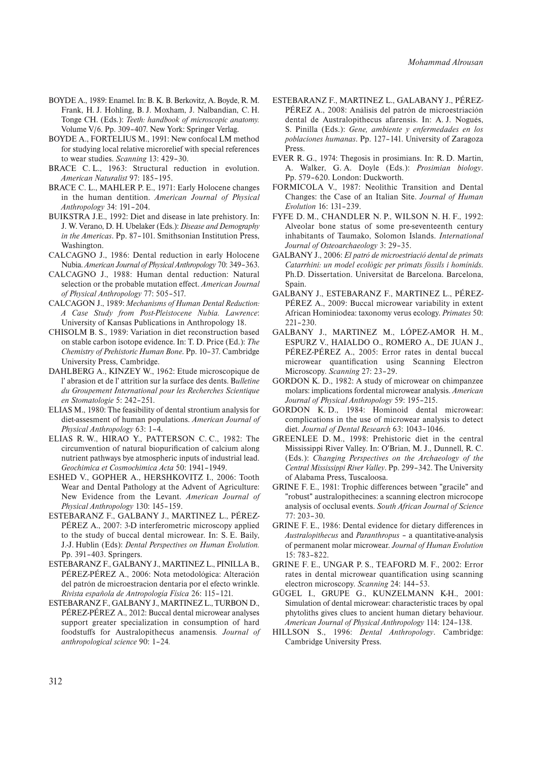BOYDE A., 1989: Enamel. In: B. K. B. Berkovitz, A. Boyde, R. M. Frank, H. J. Hohling, B. J. Moxham, J. Nalbandian, C. H. Tonge CH. (Eds.): *Teeth: handbook of microscopic anatomy.* Volume V/6. Pp. 309–407. New York: Springer Verlag.

BOYDE A., FORTELIUS M., 1991: New confocal LM method for studying local relative microrelief with special references to wear studies. *Scanning* 13: 429–30.

BRACE C. L., 1963: Structural reduction in evolution. *American Naturalist* 97: 185–195.

BRACE C. L., MAHLER P. E., 1971: Early Holocene changes in the human dentition. *American Journal of Physical Anthropology* 34: 191–204.

BUIKSTRA J.E., 1992: Diet and disease in late prehistory. In: J. W. Verano, D. H. Ubelaker (Eds.): *Disease and Demography in the Americas*. Pp. 87–101. Smithsonian Institution Press, Washington.

CALCAGNO J., 1986: Dental reduction in early Holocene Nubia. *American Journal of Physical Anthropology* 70: 349–363.

CALCAGNO J., 1988: Human dental reduction: Natural selection or the probable mutation effect. *American Journal of Physical Anthropology* 77: 505–517.

CALCAGON J., 1989: *Mechanisms of Human Dental Reduction: A Case Study from Post-Pleistocene Nubia. Lawrence*: University of Kansas Publications in Anthropology 18.

CHISOLM B. S., 1989: Variation in diet reconstruction based on stable carbon isotope evidence. In: T. D. Price (Ed.): *The Chemistry of Prehistoric Human Bone*. Pp. 10–37. Cambridge University Press, Cambridge.

DAHLBERG A., KINZEY W., 1962: Etude microscopique de l' abrasion et de l' attrition sur la surface des dents. B*ulletine du Groupement International pour les Recherches Scientique en Stomatologie* 5: 242–251.

ELIAS M., 1980: The feasibility of dental strontium analysis for diet-assesment of human populations. *American Journal of Physical Anthropology* 63: 1–4.

ELIAS R. W., HIRAO Y., PATTERSON C. C., 1982: The circumvention of natural biopurification of calcium along nutrient pathways bye atmospheric inputs of industrial lead. *Geochimica et Cosmochimica Acta* 50: 1941–1949.

ESHED V., GOPHER A., HERSHKOVITZ I., 2006: Tooth Wear and Dental Pathology at the Advent of Agriculture: New Evidence from the Levant. *American Journal of Physical Anthropology* 130: 145–159.

ESTEBARANZ F., GALBANY J., MARTINEZ L., PÉREZ-PÉREZ A., 2007: 3-D interferometric microscopy applied to the study of buccal dental microwear. In: S. E. Baily, J.-J. Hublin (Eds): *Dental Perspectives on Human Evolution.* Pp. 391–403. Springers.

ESTEBARANZ F., GALBANY J., MARTINEZ L., PINILLA B., PÉREZ-PÉREZ A., 2006: Nota metodológica: Alteración del patrón de microestracion dentaria por el efecto wrinkle. *Rivista española de Antropología Física* 26: 115–121.

ESTEBARANZ F., GALBANY J., MARTINEZ L., TURBON D., PÉREZ-PÉREZ A., 2012: Buccal dental microwear analyses support greater specialization in consumption of hard foodstuffs for Australopithecus anamensis*. Journal of anthropological science* 90: 1–24.

ESTEBARANZ F., MARTINEZ L., GALABANY J., PÉREZ-PÉREZ A., 2008: Análisis del patrón de microestriación dental de Australopithecus afarensis. In: A. J. Nogués, S. Pinilla (Eds.): *Gene, ambiente y enfermedades en los poblaciones humanas*. Pp. 127–141. University of Zaragoza Press.

EVER R. G., 1974: Thegosis in prosimians. In: R. D. Martin, A. Walker, G. A. Doyle (Eds.): *Prosimian biology*. Pp. 579–620. London: Duckworth.

FORMICOLA V., 1987: Neolithic Transition and Dental Changes: the Case of an Italian Site. *Journal of Human Evolution* 16: 131–239.

FYFE D. M., CHANDLER N. P., WILSON N. H. F., 1992: Alveolar bone status of some pre-seventeenth century inhabitants of Taumako, Solomon Islands. *International Journal of Osteoarchaeology* 3: 29–35.

GALBANY J., 2006: *El patró de microestriació dental de primats Catarrhini: un model ecològic per primats fòssils i homínids*. Ph.D. Dissertation. Universitat de Barcelona. Barcelona, Spain.

GALBANY J., ESTEBARANZ F., MARTINEZ L., PÉREZ-PÉREZ A., 2009: Buccal microwear variability in extent African Hominiodea: taxonomy verus ecology. *Primates* 50: 221–230.

GALBANY J., MARTINEZ M., LÓPEZ-AMOR H. M., ESPURZ V., HAIALDO O., ROMERO A., DE JUAN J., PÉREZ-PÉREZ A., 2005: Error rates in dental buccal microwear quantification using Scanning Electron Microscopy. *Scanning* 27: 23–29.

GORDON K. D., 1982: A study of microwear on chimpanzee molars: implications fordental microwear analysis. *American Journal of Physical Anthropology* 59: 195–215.

GORDON K. D., 1984: Hominoid dental microwear: complications in the use of microwear analysis to detect diet. *Journal of Dental Research* 63: 1043–1046.

GREENLEE D. M., 1998: Prehistoric diet in the central Mississippi River Valley. In: O'Brian, M. J., Dunnell, R. C. (Eds.): *Changing Perspectives on the Archaeology of the Central Mississippi River Valley*. Pp. 299–342. The University of Alabama Press, Tuscaloosa.

GRINE F. E., 1981: Trophic differences between "gracile" and "robust" australopithecines: a scanning electron microcope analysis of occlusal events. *South African Journal of Science* 77: 203–30.

GRINE F. E., 1986: Dental evidence for dietary differences in *Australopithecus* and *Paranthropus* – a quantitative-analysis of permanent molar microwear. *Journal of Human Evolution* 15: 783–822.

GRINE F. E., UNGAR P. S., TEAFORD M. F., 2002: Error rates in dental microwear quantification using scanning electron microscopy. *Scanning* 24: 144–53.

GÜGEL I., GRUPE G., KUNZELMANN K-H., 2001: Simulation of dental microwear: characteristic traces by opal phytoliths gives clues to ancient human dietary behaviour. *American Journal of Physical Anthropology* 114: 124–138.

HILLSON S., 1996: *Dental Anthropology*. Cambridge: Cambridge University Press.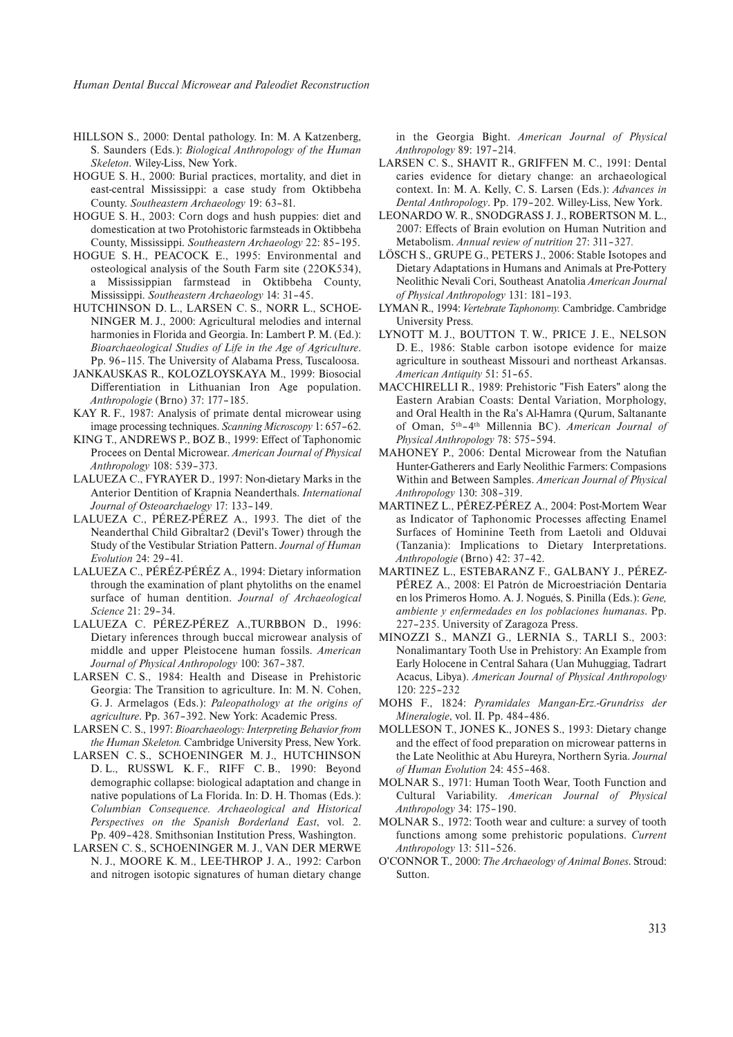HILLSON S., 2000: Dental pathology. In: M. A Katzenberg, S. Saunders (Eds.): *Biological Anthropology of the Human Skeleton*. Wiley-Liss, New York.

HOGUE S. H., 2000: Burial practices, mortality, and diet in east-central Mississippi: a case study from Oktibbeha County. *Southeastern Archaeology* 19: 63–81.

HOGUE S. H., 2003: Corn dogs and hush puppies: diet and domestication at two Protohistoric farmsteads in Oktibbeha County, Mississippi. *Southeastern Archaeology* 22: 85–195.

HOGUE S. H., PEACOCK E., 1995: Environmental and osteological analysis of the South Farm site (22OK534), a Mississippian farmstead in Oktibbeha County, Mississippi. *Southeastern Archaeology* 14: 31–45.

HUTCHINSON D. L., LARSEN C. S., NORR L., SCHOENINGER M. J., 2000: Agricultural melodies and internal harmonies in Florida and Georgia. In: Lambert P. M. (Ed.): *Bioarchaeological Studies of Life in the Age of Agriculture*. Pp. 96–115. The University of Alabama Press, Tuscaloosa.

JANKAUSKAS R., KOLOZLOYSKAYA M., 1999: Biosocial Differentiation in Lithuanian Iron Age population. *Anthropologie* (Brno) 37: 177–185.

KAY R. F., 1987: Analysis of primate dental microwear using image processing techniques. *Scanning Microscopy* 1: 657–62.

KING T., ANDREWS P., BOZ B., 1999: Effect of Taphonomic Procees on Dental Microwear. *American Journal of Physical Anthropology* 108: 539–373.

LALUEZA C., FYRAYER D., 1997: Non-dietary Marks in the Anterior Dentition of Krapnia Neanderthals. *International Journal of Osteoarchaelogy* 17: 133–149.

LALUEZA C., PÉREZ-PÉREZ A., 1993. The diet of the Neanderthal Child Gibraltar2 (Devil's Tower) through the Study of the Vestibular Striation Pattern. *Journal of Human Evolution* 24: 29–41.

LALUEZA C., PÉRÉZ-PÉRÉZ A., 1994: Dietary information through the examination of plant phytoliths on the enamel surface of human dentition. *Journal of Archaeological Science* 21: 29–34.

LALUEZA C. PÉREZ-PÉREZ A.,TURBBON D., 1996: Dietary inferences through buccal microwear analysis of middle and upper Pleistocene human fossils. *American Journal of Physical Anthropology* 100: 367–387.

LARSEN C. S., 1984: Health and Disease in Prehistoric Georgia: The Transition to agriculture. In: M. N. Cohen, G. J. Armelagos (Eds.): *Paleopathology at the origins of agriculture*. Pp. 367–392. New York: Academic Press.

LARSEN C. S., 1997: *Bioarchaeology: Interpreting Behavior from the Human Skeleton.* Cambridge University Press, New York.

LARSEN C. S., SCHOENINGER M. J., HUTCHINSON D. L., RUSSWL K. F., RIFF C. B., 1990: Beyond demographic collapse: biological adaptation and change in native populations of La Florida. In: D. H. Thomas (Eds.): *Columbian Consequence. Archaeological and Historical Perspectives on the Spanish Borderland East*, vol. 2. Pp. 409–428. Smithsonian Institution Press, Washington.

LARSEN C. S., SCHOENINGER M. J., VAN DER MERWE N. J., MOORE K. M., LEE-THROP J. A., 1992: Carbon and nitrogen isotopic signatures of human dietary change in the Georgia Bight. *American Journal of Physical Anthropology* 89: 197–214.

LARSEN C. S., SHAVIT R., GRIFFEN M. C., 1991: Dental caries evidence for dietary change: an archaeological context. In: M. A. Kelly, C. S. Larsen (Eds.): *Advances in Dental Anthropology*. Pp. 179–202. Willey-Liss, New York.

LEONARDO W. R., SNODGRASS J. J., ROBERTSON M. L., 2007: Effects of Brain evolution on Human Nutrition and Metabolism. *Annual review of nutrition* 27: 311–327.

LÖSCH S., GRUPE G., PETERS J., 2006: Stable Isotopes and Dietary Adaptations in Humans and Animals at Pre-Pottery Neolithic Nevali Cori, Southeast Anatolia *American Journal of Physical Anthropology* 131: 181–193.

LYMAN R., 1994: *Vertebrate Taphonomy.* Cambridge. Cambridge University Press.

LYNOTT M. J., BOUTTON T. W., PRICE J. E., NELSON D. E., 1986: Stable carbon isotope evidence for maize agriculture in southeast Missouri and northeast Arkansas. *American Antiquity* 51: 51–65.

MACCHIRELLI R., 1989: Prehistoric "Fish Eaters" along the Eastern Arabian Coasts: Dental Variation, Morphology, and Oral Health in the Ra's Al-Hamra (Qurum, Saltanante of Oman, 5th–4th Millennia BC). *American Journal of Physical Anthropology* 78: 575–594.

MAHONEY P., 2006: Dental Microwear from the Natufian Hunter-Gatherers and Early Neolithic Farmers: Compasions Within and Between Samples. *American Journal of Physical Anthropology* 130: 308–319.

MARTINEZ L., PÉREZ-PÉREZ A., 2004: Post-Mortem Wear as Indicator of Taphonomic Processes affecting Enamel Surfaces of Hominine Teeth from Laetoli and Olduvai (Tanzania): Implications to Dietary Interpretations. *Anthropologie* (Brno) 42: 37–42.

MARTINEZ L., ESTEBARANZ F., GALBANY J., PÉREZ-PÉREZ A., 2008: El Patrón de Microestriación Dentaria en los Primeros Homo. A. J. Nogués, S. Pinilla (Eds.): *Gene, ambiente y enfermedades en los poblaciones humanas*. Pp. 227–235. University of Zaragoza Press.

MINOZZI S., MANZI G., LERNIA S., TARLI S., 2003: Nonalimantary Tooth Use in Prehistory: An Example from Early Holocene in Central Sahara (Uan Muhuggiag, Tadrart Acacus, Libya). *American Journal of Physical Anthropology* 120: 225–232

MOHS F., 1824: *Pyramidales Mangan-Erz.-Grundriss der Mineralogie*, vol. II. Pp. 484–486.

MOLLESON T., JONES K., JONES S., 1993: Dietary change and the effect of food preparation on microwear patterns in the Late Neolithic at Abu Hureyra, Northern Syria. *Journal of Human Evolution* 24: 455–468.

MOLNAR S., 1971: Human Tooth Wear, Tooth Function and Cultural Variability. *American Journal of Physical Anthropology* 34: 175–190.

MOLNAR S., 1972: Tooth wear and culture: a survey of tooth functions among some prehistoric populations. *Current Anthropology* 13: 511–526.

O'CONNOR T., 2000: *The Archaeology of Animal Bones*. Stroud: Sutton.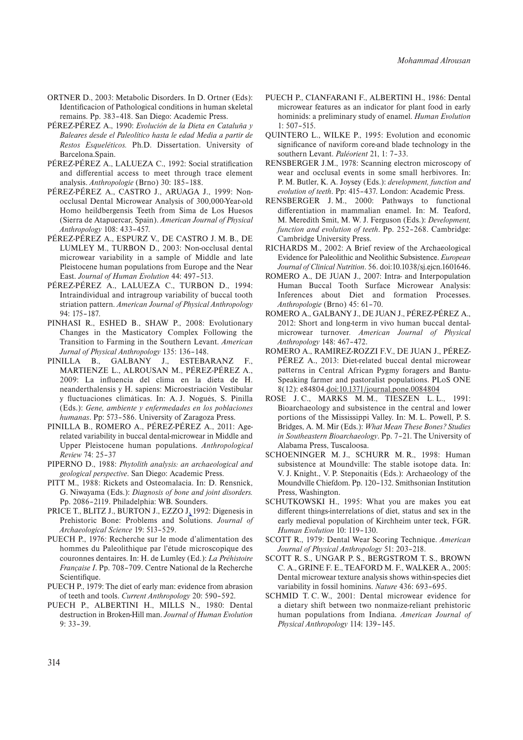ORTNER D., 2003: Metabolic Disorders. In D. Ortner (Eds): Identificacion of Pathological conditions in human skeletal remains. Pp. 383–418. San Diego: Academic Press.

PÉREZ-PÉREZ A., 1990: *Evolución de la Dieta en Cataluña y Baleares desde el Paleolítico hasta le edad Media a partir de Restos Esqueléticos.* Ph.D. Dissertation. University of Barcelona.Spain.

PÉREZ-PÉREZ A., LALUEZA C., 1992: Social stratification and differential access to meet through trace element analysis. *Anthropologie* (Brno) 30: 185–188.

PÉREZ-PÉREZ A., CASTRO J., ARUAGA J., 1999: Non-occlusal Dental Microwear Analysis of 300,000-Year-old Homo heildbergensis Teeth from Sima de Los Huesos (Sierra de Atapuercar, Spain). *American Journal of Physical Anthropology* 108: 433–457.

PÉREZ-PÉREZ A., ESPURZ V., DE CASTRO J. M. B., DE LUMLEY M., TURBON D., 2003: Non-occlusal dental microwear variability in a sample of Middle and late Pleistocene human populations from Europe and the Near East. *Journal of Human Evolution* 44: 497–513.

PÉREZ-PÉREZ A., LALUEZA C., TURBON D., 1994: Intraindividual and intragroup variability of buccal tooth striation pattern. *American Journal of Physical Anthropology* 94: 175–187.

PINHASI R., ESHED B., SHAW P., 2008: Evolutionary Changes in the Masticatory Complex Following the Transition to Farming in the Southern Levant. *American Jurnal of Physical Anthropology* 135: 136–148.

PINILLA B., GALBANY J., ESTEBARANZ F., MARTIENZE L., ALROUSAN M., PÉREZ-PÉREZ A., 2009: La influencia del clima en la dieta de H. neanderthalensis y H. sapiens: Microestriación Vestibular y fluctuaciones climáticas. In: A. J. Nogués, S. Pinilla (Eds.): *Gene, ambiente y enfermedades en los poblaciones humanas*. Pp: 573–586. University of Zaragoza Press.

PINILLA B., ROMERO A., PÉREZ-PÉREZ A., 2011: Age-related variability in buccal dental-microwear in Middle and Upper Pleistocene human populations. *Anthropological Review* 74: 25–37

PIPERNO D., 1988: *Phytolith analysis: an archaeological and geological perspective*. San Diego: Academic Press.

PITT M., 1988: Rickets and Osteomalacia. In: D. Rensnick, G. Niwayama (Eds.): *Diagnosis of bone and joint disorders.* Pp. 2086–2119. Philadelphia: WB. Sounders.

PRICE T., BLITZ J., BURTON J., EZZO J. 1992: Digenesis in Prehistoric Bone: Problems and Solutions. *Journal of Archaeological Science* 19: 513–529.

PUECH P., 1976: Recherche sur le mode d'alimentation des hommes du Paleolithique par l'étude microscopique des couronnes dentaires. In: H. de Lumley (Ed.): *La Préhistoire Française I*. Pp. 708–709. Centre National de la Recherche Scientifique.

PUECH P., 1979: The diet of early man: evidence from abrasion of teeth and tools. *Current Anthropology* 20: 590–592.

PUECH P., ALBERTINI H., MILLS N., 1980: Dental destruction in Broken-Hill man. *Journal of Human Evolution* 9: 33–39.

PUECH P., CIANFARANI F., ALBERTINI H., 1986: Dental microwear features as an indicator for plant food in early hominids: a preliminary study of enamel. *Human Evolution* 1: 507–515.

QUINTERO L., WILKE P., 1995: Evolution and economic significance of naviform core-and blade technology in the southern Levant. *Paléorient* 21, 1: 7–33.

RENSBERGER J.M., 1978: Scanning electron microscopy of wear and occlusal events in some small herbivores. In: P. M. Butler, K. A. Joysey (Eds.): *development, function and evolution of teeth*. Pp: 415–437. London: Academic Press.

RENSBERGER J. M., 2000: Pathways to functional differentiation in mammalian enamel. In: M. Teaford, M. Meredith Smit, M. W. J. Ferguson (Eds.): *Development, function and evolution of teeth*. Pp. 252–268. Cambridge: Cambridge University Press.

RICHARDS M., 2002: A Brief review of the Archaeological Evidence for Paleolithic and Neolithic Subsistence. *European Journal of Clinical Nutrition*. 56. doi:10.1038/sj.ejcn.1601646.

ROMERO A., DE JUAN J., 2007: Intra- and Interpopulation Human Buccal Tooth Surface Microwear Analysis: Inferences about Diet and formation Processes. *Anthropologie* (Brno) 45: 61–70.

ROMERO A., GALBANY J., DE JUAN J., PÉREZ-PÉREZ A., 2012: Short and long-term in vivo human buccal dental-microwear turnover. *American Journal of Physical Anthropology* 148: 467–472.

ROMERO A., RAMIREZ-ROZZI F.V., DE JUAN J., PÉREZ-PÉREZ A., 2013: Diet-related buccal dental microwear patterns in Central African Pygmy foragers and Bantu-Speaking farmer and pastoralist populations. PLoS ONE 8(12): e84804.doi:10.1371/journal.pone.0084804

ROSE J. C., MARKS M. M., TIESZEN L. L., 1991: Bioarchaeology and subsistence in the central and lower portions of the Mississippi Valley. In: M. L. Powell, P. S. Bridges, A. M. Mir (Eds.): *What Mean These Bones? Studies in Southeastern Bioarchaeology*. Pp. 7–21. The University of Alabama Press, Tuscaloosa.

SCHOENINGER M. J., SCHURR M. R., 1998: Human subsistence at Moundville: The stable isotope data. In: V. J. Knight., V. P. Steponaitis (Eds.): Archaeology of the Moundville Chiefdom. Pp. 120–132. Smithsonian Institution Press, Washington.

SCHUTKOWSKI H., 1995: What you are makes you eat different things-interrelations of diet, status and sex in the early medieval population of Kirchheim unter teck, FGR. *Human Evolution* 10: 119–130.

SCOTT R., 1979: Dental Wear Scoring Technique. *American Journal of Physical Anthropology* 51: 203–218.

SCOTT R. S., UNGAR P. S., BERGSTROM T. S., BROWN C. A., GRINE F. E., TEAFORD M. F., WALKER A., 2005: Dental microwear texture analysis shows within-species diet variability in fossil hominins. *Nature* 436: 693–695.

SCHMID T. C. W., 2001: Dental microwear evidence for a dietary shift between two nonmaize-reliant prehistoric human populations from Indiana. *American Journal of Physical Anthropology* 114: 139–145.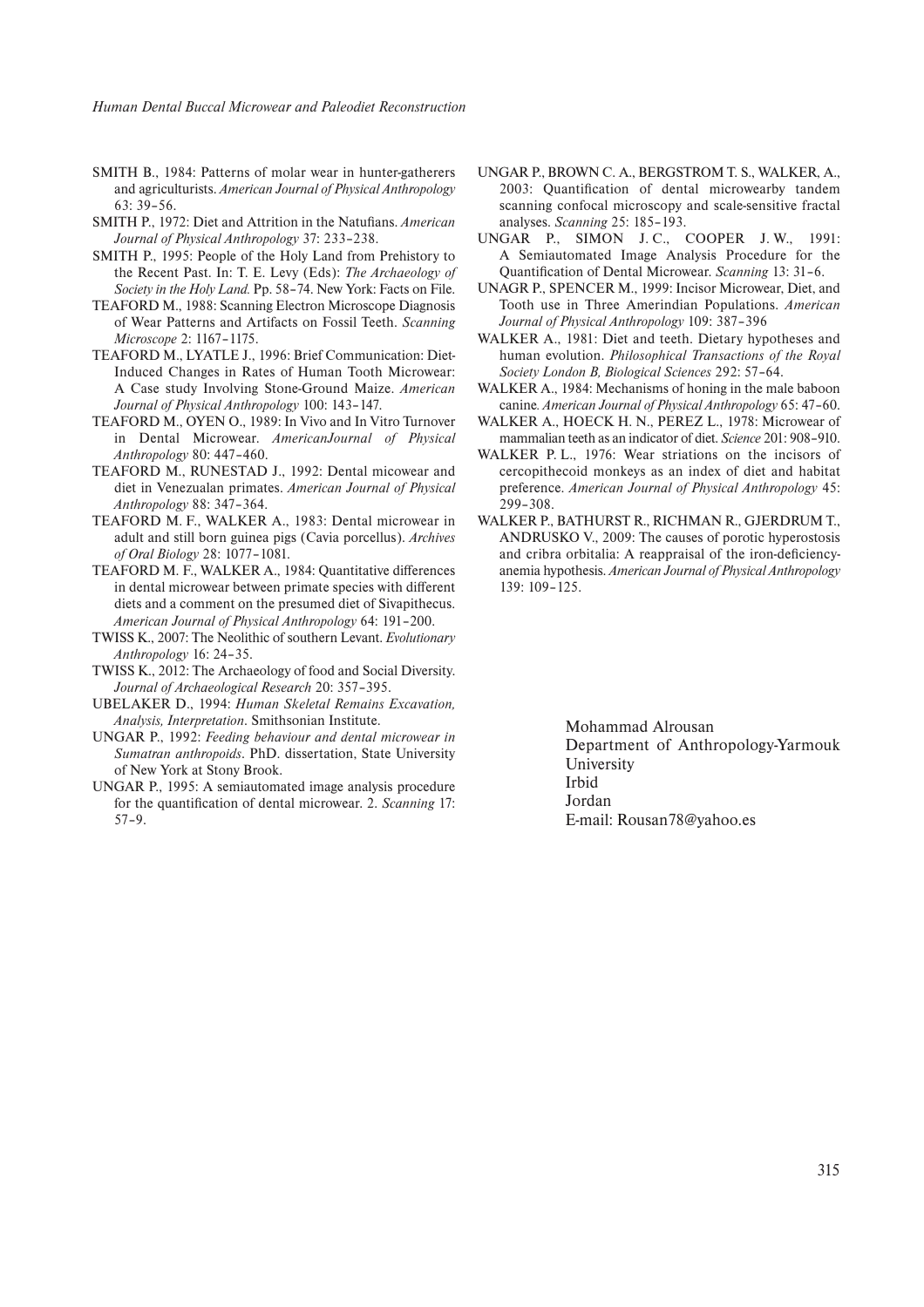SMITH B., 1984: Patterns of molar wear in hunter-gatherers and agriculturists. *American Journal of Physical Anthropology* 63: 39–56.

SMITH P., 1972: Diet and Attrition in the Natufians. *American Journal of Physical Anthropology* 37: 233–238.

SMITH P., 1995: People of the Holy Land from Prehistory to the Recent Past. In: T. E. Levy (Eds): *The Archaeology of Society in the Holy Land.* Pp. 58–74. New York: Facts on File.

TEAFORD M., 1988: Scanning Electron Microscope Diagnosis of Wear Patterns and Artifacts on Fossil Teeth. *Scanning Microscope* 2: 1167–1175.

TEAFORD M., LYATLE J., 1996: Brief Communication: Diet-Induced Changes in Rates of Human Tooth Microwear: A Case study Involving Stone-Ground Maize. *American Journal of Physical Anthropology* 100: 143–147.

TEAFORD M., OYEN O., 1989: In Vivo and In Vitro Turnover in Dental Microwear. *AmericanJournal of Physical Anthropology* 80: 447–460.

TEAFORD M., RUNESTAD J., 1992: Dental micowear and diet in Venezualan primates. *American Journal of Physical Anthropology* 88: 347–364.

TEAFORD M. F., WALKER A., 1983: Dental microwear in adult and still born guinea pigs (Cavia porcellus). *Archives of Oral Biology* 28: 1077–1081.

TEAFORD M. F., WALKER A., 1984: Quantitative differences in dental microwear between primate species with different diets and a comment on the presumed diet of Sivapithecus. *American Journal of Physical Anthropology* 64: 191–200.

TWISS K., 2007: The Neolithic of southern Levant. *Evolutionary Anthropology* 16: 24–35.

TWISS K., 2012: The Archaeology of food and Social Diversity. *Journal of Archaeological Research* 20: 357–395.

UBELAKER D., 1994: *Human Skeletal Remains Excavation, Analysis, Interpretation*. Smithsonian Institute.

UNGAR P., 1992: *Feeding behaviour and dental microwear in Sumatran anthropoids*. PhD. dissertation, State University of New York at Stony Brook.

UNGAR P., 1995: A semiautomated image analysis procedure for the quantification of dental microwear. 2. *Scanning* 17: 57–9.

UNGAR P., BROWN C. A., BERGSTROM T. S., WALKER, A., 2003: Quantification of dental microwearby tandem scanning confocal microscopy and scale-sensitive fractal analyses. *Scanning* 25: 185–193.

UNGAR P., SIMON J. C., COOPER J. W., 1991: A Semiautomated Image Analysis Procedure for the Quantification of Dental Microwear. *Scanning* 13: 31–6.

UNAGR P., SPENCER M., 1999: Incisor Microwear, Diet, and Tooth use in Three Amerindian Populations. *American Journal of Physical Anthropology* 109: 387–396

WALKER A., 1981: Diet and teeth. Dietary hypotheses and human evolution. *Philosophical Transactions of the Royal Society London B, Biological Sciences* 292: 57–64.

WALKER A., 1984: Mechanisms of honing in the male baboon canine. *American Journal of Physical Anthropology* 65: 47–60.

WALKER A., HOECK H. N., PEREZ L., 1978: Microwear of mammalian teeth as an indicator of diet. *Science* 201: 908–910.

WALKER P. L., 1976: Wear striations on the incisors of cercopithecoid monkeys as an index of diet and habitat preference. *American Journal of Physical Anthropology* 45: 299–308.

WALKER P., BATHURST R., RICHMAN R., GJERDRUM T., ANDRUSKO V., 2009: The causes of porotic hyperostosis and cribra orbitalia: A reappraisal of the iron-deficiency-anemia hypothesis. *American Journal of Physical Anthropology* 139: 109–125.

Mohammad Alrousan
Department of Anthropology-Yarmouk University
Irbid
Jordan
E-mail: Rousan78@yahoo.es